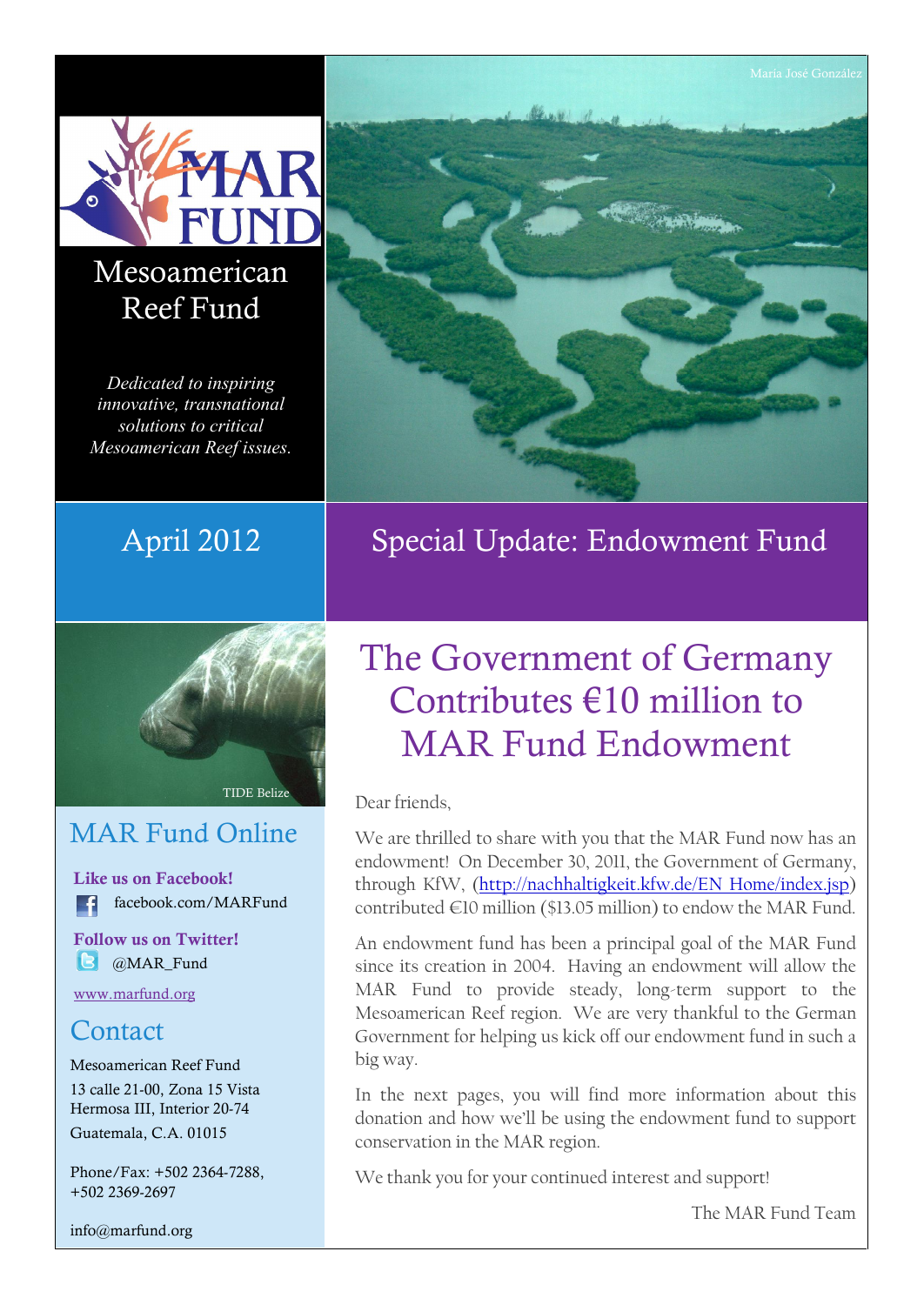# Mesoamerican Reef Fund

*Dedicated to inspiring innovative, transnational solutions to critical Mesoamerican Reef issues.*

María José González

April 2012

## Special Update: Endowment Fund

TIDE Belize

## MAR Fund Online

**Like us on Facebook!**
facebook.com/MARFund

**Follow us on Twitter!**
@MAR_Fund

www.marfund.org

## Contact

Mesoamerican Reef Fund
13 calle 21-00, Zona 15 Vista Hermosa III, Interior 20-74
Guatemala, C.A. 01015

Phone/Fax: +502 2364-7288, +502 2369-2697

info@marfund.org

# The Government of Germany Contributes €10 million to MAR Fund Endowment

Dear friends,

We are thrilled to share with you that the MAR Fund now has an endowment! On December 30, 2011, the Government of Germany, through KfW, (http://nachhaltigkeit.kfw.de/EN_Home/index.jsp) contributed €10 million ($13.05 million) to endow the MAR Fund.

An endowment fund has been a principal goal of the MAR Fund since its creation in 2004. Having an endowment will allow the MAR Fund to provide steady, long-term support to the Mesoamerican Reef region. We are very thankful to the German Government for helping us kick off our endowment fund in such a big way.

In the next pages, you will find more information about this donation and how we'll be using the endowment fund to support conservation in the MAR region.

We thank you for your continued interest and support!

The MAR Fund Team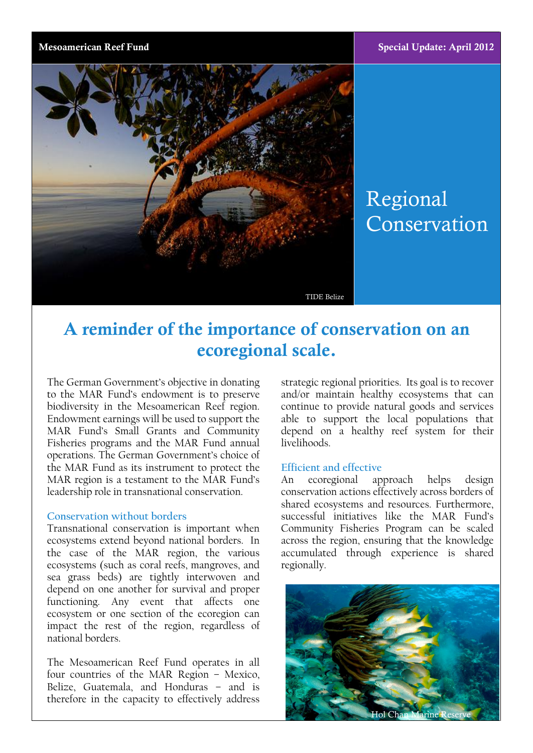Mesoamerican Reef Fund

Special Update: April 2012

TIDE Belize

# Regional Conservation

## A reminder of the importance of conservation on an ecoregional scale.

The German Government's objective in donating to the MAR Fund's endowment is to preserve biodiversity in the Mesoamerican Reef region. Endowment earnings will be used to support the MAR Fund's Small Grants and Community Fisheries programs and the MAR Fund annual operations. The German Government's choice of the MAR Fund as its instrument to protect the MAR region is a testament to the MAR Fund's leadership role in transnational conservation.

### Conservation without borders

Transnational conservation is important when ecosystems extend beyond national borders. In the case of the MAR region, the various ecosystems (such as coral reefs, mangroves, and sea grass beds) are tightly interwoven and depend on one another for survival and proper functioning. Any event that affects one ecosystem or one section of the ecoregion can impact the rest of the region, regardless of national borders.

The Mesoamerican Reef Fund operates in all four countries of the MAR Region – Mexico, Belize, Guatemala, and Honduras – and is therefore in the capacity to effectively address strategic regional priorities. Its goal is to recover and/or maintain healthy ecosystems that can continue to provide natural goods and services able to support the local populations that depend on a healthy reef system for their livelihoods.

### Efficient and effective

An ecoregional approach helps design conservation actions effectively across borders of shared ecosystems and resources. Furthermore, successful initiatives like the MAR Fund's Community Fisheries Program can be scaled across the region, ensuring that the knowledge accumulated through experience is shared regionally.

Hol Chan Marine Reserve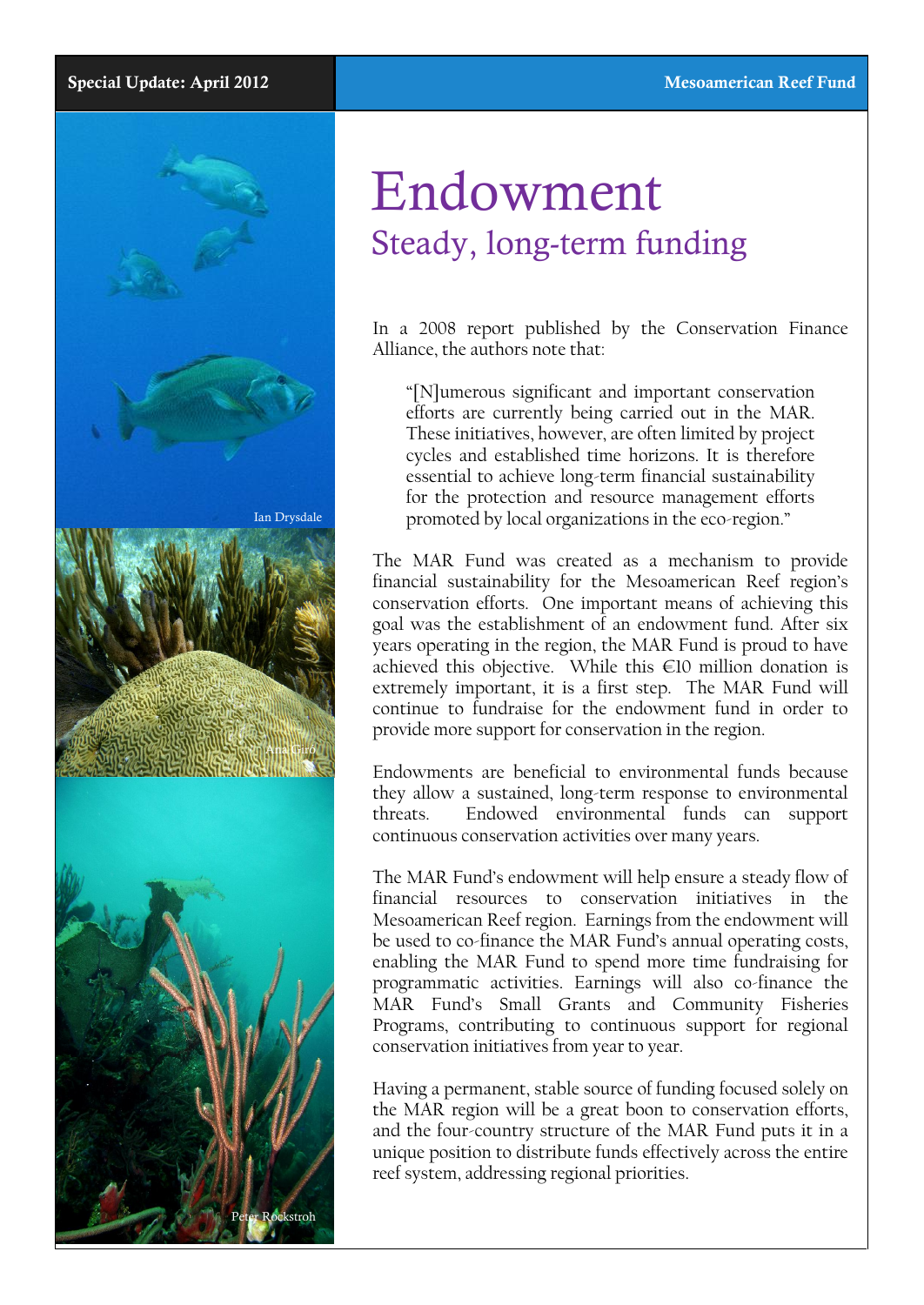# Endowment

## Steady, long-term funding

In a 2008 report published by the Conservation Finance Alliance, the authors note that:

> "[N]umerous significant and important conservation efforts are currently being carried out in the MAR. These initiatives, however, are often limited by project cycles and established time horizons. It is therefore essential to achieve long-term financial sustainability for the protection and resource management efforts promoted by local organizations in the eco-region."

The MAR Fund was created as a mechanism to provide financial sustainability for the Mesoamerican Reef region's conservation efforts. One important means of achieving this goal was the establishment of an endowment fund. After six years operating in the region, the MAR Fund is proud to have achieved this objective. While this €10 million donation is extremely important, it is a first step. The MAR Fund will continue to fundraise for the endowment fund in order to provide more support for conservation in the region.

Endowments are beneficial to environmental funds because they allow a sustained, long-term response to environmental threats. Endowed environmental funds can support continuous conservation activities over many years.

The MAR Fund's endowment will help ensure a steady flow of financial resources to conservation initiatives in the Mesoamerican Reef region. Earnings from the endowment will be used to co-finance the MAR Fund's annual operating costs, enabling the MAR Fund to spend more time fundraising for programmatic activities. Earnings will also co-finance the MAR Fund's Small Grants and Community Fisheries Programs, contributing to continuous support for regional conservation initiatives from year to year.

Having a permanent, stable source of funding focused solely on the MAR region will be a great boon to conservation efforts, and the four-country structure of the MAR Fund puts it in a unique position to distribute funds effectively across the entire reef system, addressing regional priorities.

Ian Drysdale

Ana Giró

Peter Rockstroh